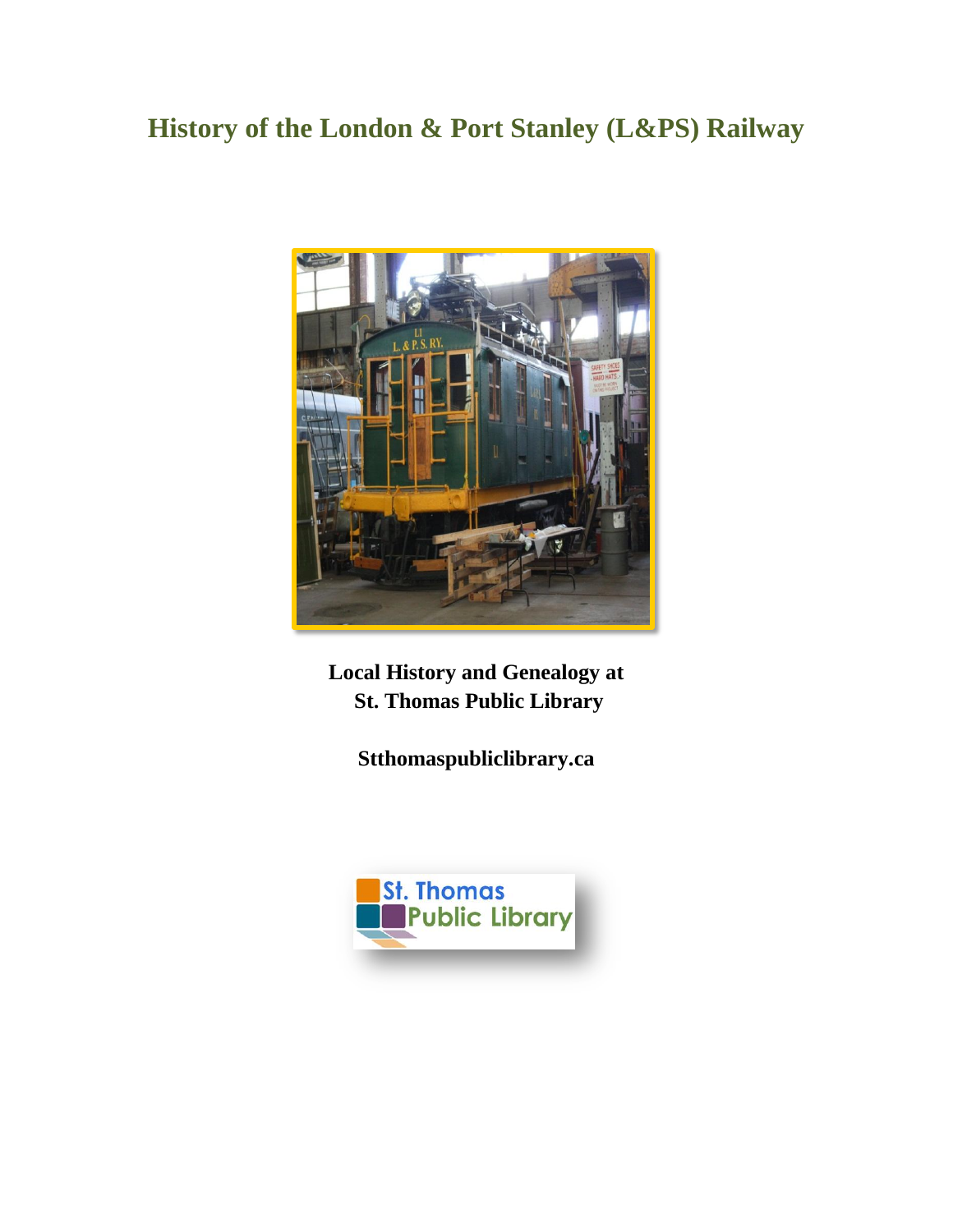# History of the London & Port Stanley (L&PS) Railway

**Local History and Genealogy at St. Thomas Public Library**

**Stthomaspubliclibrary.ca**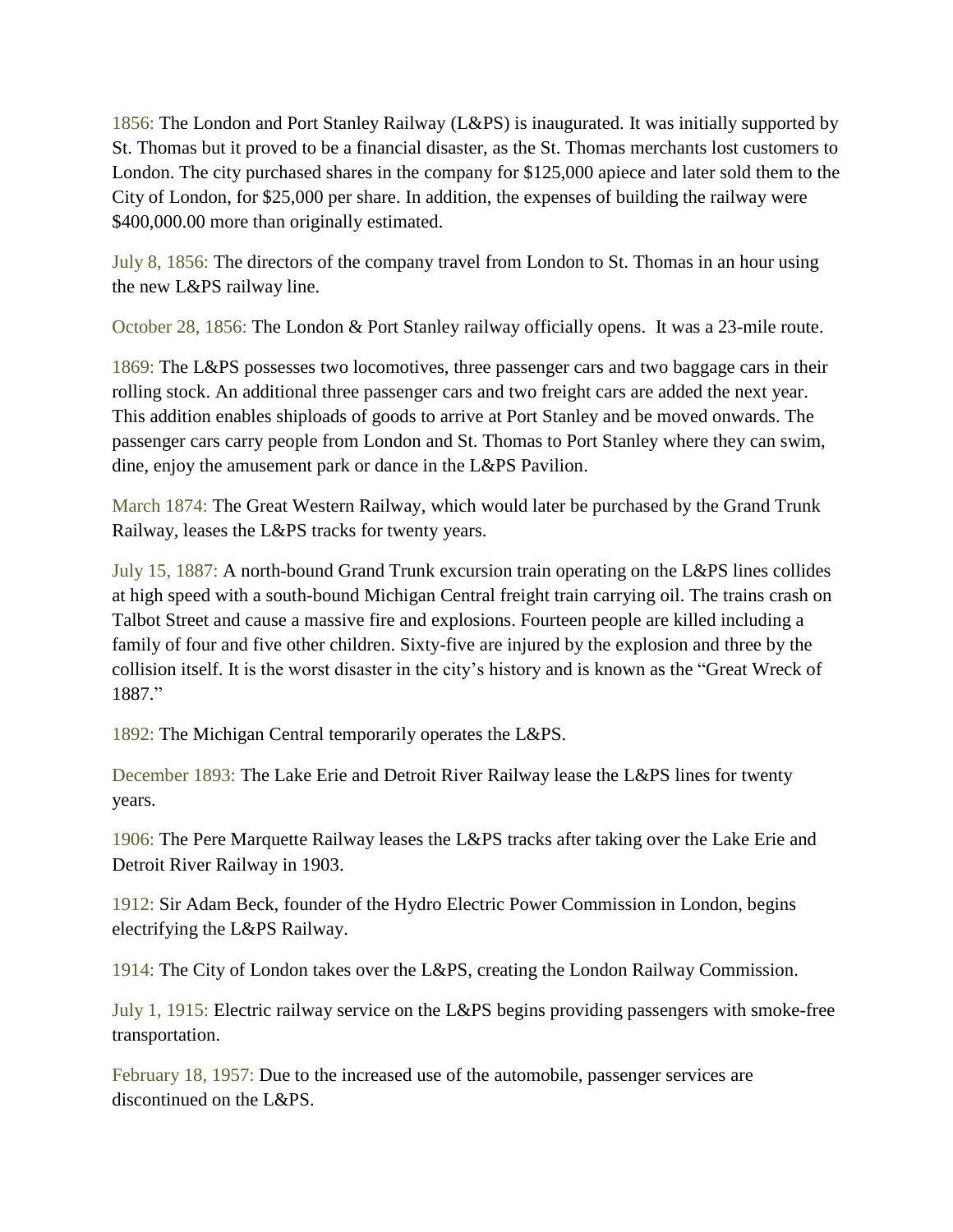1856: The London and Port Stanley Railway (L&PS) is inaugurated. It was initially supported by St. Thomas but it proved to be a financial disaster, as the St. Thomas merchants lost customers to London. The city purchased shares in the company for $125,000 apiece and later sold them to the City of London, for $25,000 per share. In addition, the expenses of building the railway were $400,000.00 more than originally estimated.

July 8, 1856: The directors of the company travel from London to St. Thomas in an hour using the new L&PS railway line.

October 28, 1856: The London & Port Stanley railway officially opens. It was a 23-mile route.

1869: The L&PS possesses two locomotives, three passenger cars and two baggage cars in their rolling stock. An additional three passenger cars and two freight cars are added the next year. This addition enables shiploads of goods to arrive at Port Stanley and be moved onwards. The passenger cars carry people from London and St. Thomas to Port Stanley where they can swim, dine, enjoy the amusement park or dance in the L&PS Pavilion.

March 1874: The Great Western Railway, which would later be purchased by the Grand Trunk Railway, leases the L&PS tracks for twenty years.

July 15, 1887: A north-bound Grand Trunk excursion train operating on the L&PS lines collides at high speed with a south-bound Michigan Central freight train carrying oil. The trains crash on Talbot Street and cause a massive fire and explosions. Fourteen people are killed including a family of four and five other children. Sixty-five are injured by the explosion and three by the collision itself. It is the worst disaster in the city's history and is known as the "Great Wreck of 1887."

1892: The Michigan Central temporarily operates the L&PS.

December 1893: The Lake Erie and Detroit River Railway lease the L&PS lines for twenty years.

1906: The Pere Marquette Railway leases the L&PS tracks after taking over the Lake Erie and Detroit River Railway in 1903.

1912: Sir Adam Beck, founder of the Hydro Electric Power Commission in London, begins electrifying the L&PS Railway.

1914: The City of London takes over the L&PS, creating the London Railway Commission.

July 1, 1915: Electric railway service on the L&PS begins providing passengers with smoke-free transportation.

February 18, 1957: Due to the increased use of the automobile, passenger services are discontinued on the L&PS.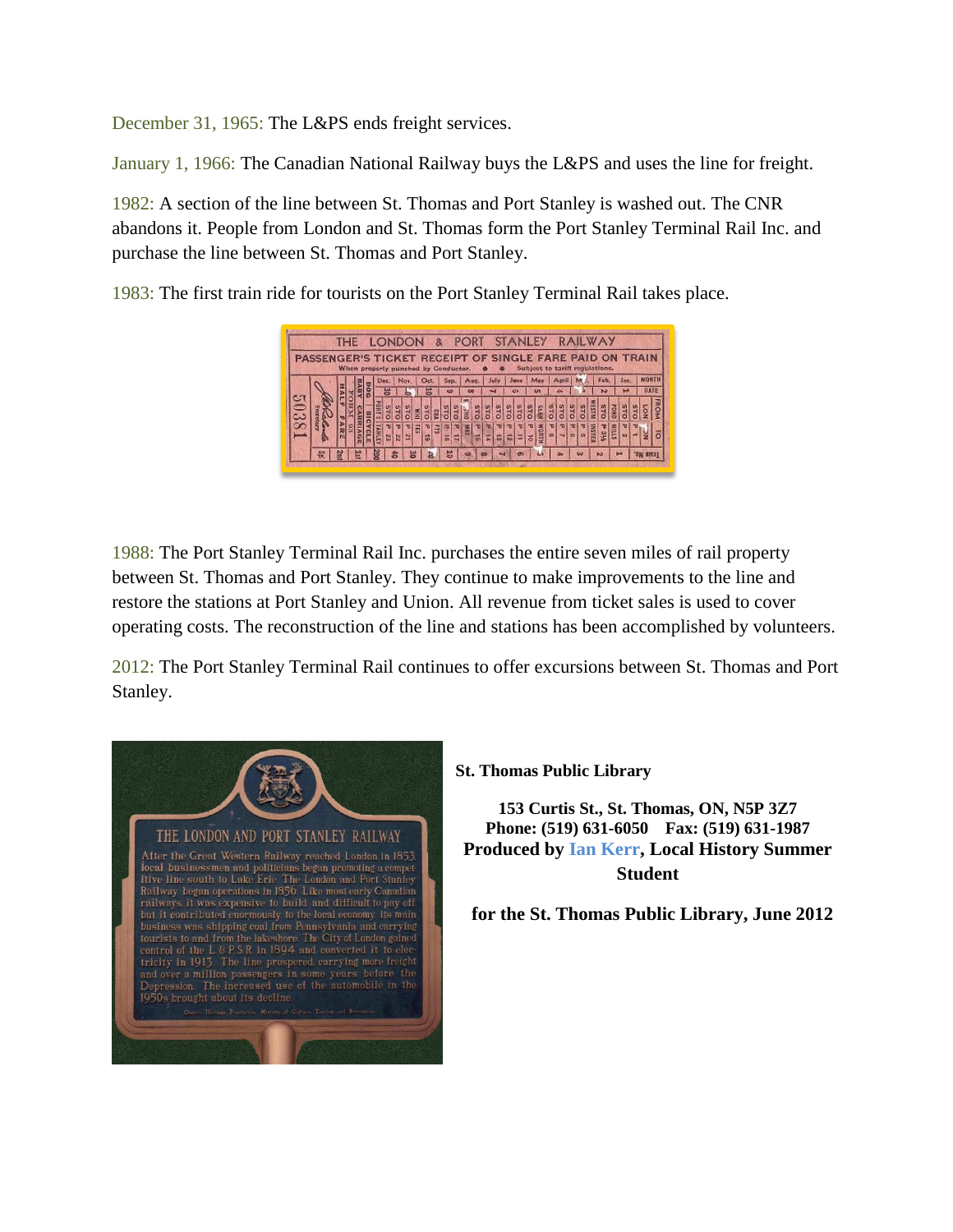December 31, 1965: The L&PS ends freight services.

January 1, 1966: The Canadian National Railway buys the L&PS and uses the line for freight.

1982: A section of the line between St. Thomas and Port Stanley is washed out. The CNR abandons it. People from London and St. Thomas form the Port Stanley Terminal Rail Inc. and purchase the line between St. Thomas and Port Stanley.

1983: The first train ride for tourists on the Port Stanley Terminal Rail takes place.

1988: The Port Stanley Terminal Rail Inc. purchases the entire seven miles of rail property between St. Thomas and Port Stanley. They continue to make improvements to the line and restore the stations at Port Stanley and Union. All revenue from ticket sales is used to cover operating costs. The reconstruction of the line and stations has been accomplished by volunteers.

2012: The Port Stanley Terminal Rail continues to offer excursions between St. Thomas and Port Stanley.

**St. Thomas Public Library**

**153 Curtis St., St. Thomas, ON, N5P 3Z7**
**Phone: (519) 631-6050 Fax: (519) 631-1987**
**Produced by Ian Kerr, Local History Summer Student**

**for the St. Thomas Public Library, June 2012**